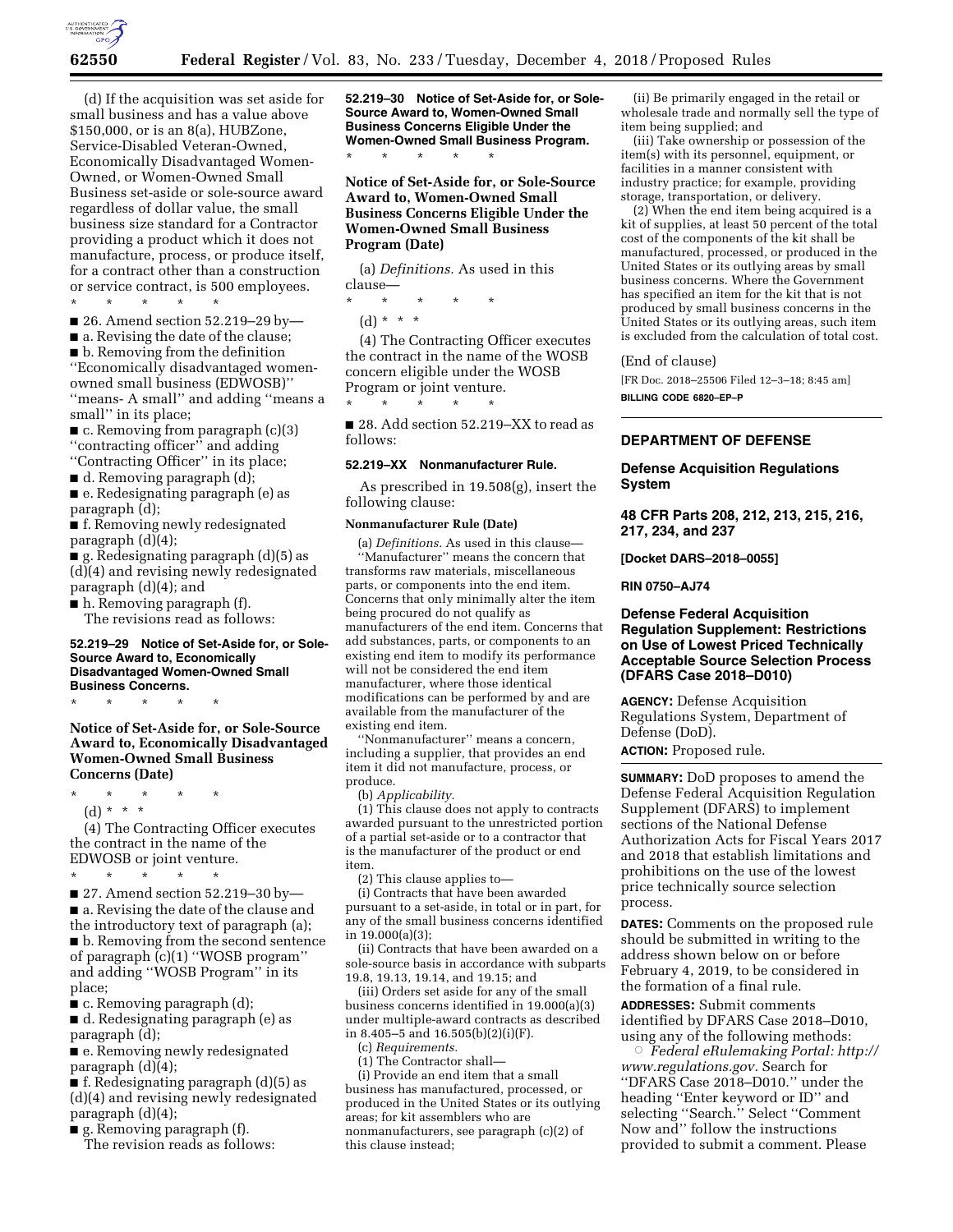(d) If the acquisition was set aside for small business and has a value above $150,000, or is an 8(a), HUBZone, Service-Disabled Veteran-Owned, Economically Disadvantaged Women-Owned, or Women-Owned Small Business set-aside or sole-source award regardless of dollar value, the small business size standard for a Contractor providing a product which it does not manufacture, process, or produce itself, for a contract other than a construction or service contract, is 500 employees.

\* \* \* \* \*

■ 26. Amend section 52.219–29 by—

■ a. Revising the date of the clause;

■ b. Removing from the definition "Economically disadvantaged women-owned small business (EDWOSB)" "means- A small" and adding "means a small" in its place;

■ c. Removing from paragraph (c)(3) "contracting officer" and adding "Contracting Officer" in its place;

■ d. Removing paragraph (d);

■ e. Redesignating paragraph (e) as paragraph (d);

■ f. Removing newly redesignated paragraph (d)(4);

■ g. Redesignating paragraph (d)(5) as (d)(4) and revising newly redesignated paragraph (d)(4); and

■ h. Removing paragraph (f).

The revisions read as follows:

**52.219–29 Notice of Set-Aside for, or Sole-Source Award to, Economically Disadvantaged Women-Owned Small Business Concerns.**

\* \* \* \* \*

**Notice of Set-Aside for, or Sole-Source Award to, Economically Disadvantaged Women-Owned Small Business Concerns (Date)**

\* \* \* \* \*

(d) \* \* \*

(4) The Contracting Officer executes the contract in the name of the EDWOSB or joint venture.

\* \* \* \* \*

■ 27. Amend section 52.219–30 by—

■ a. Revising the date of the clause and the introductory text of paragraph (a);

■ b. Removing from the second sentence of paragraph (c)(1) "WOSB program" and adding "WOSB Program" in its place;

■ c. Removing paragraph (d);

■ d. Redesignating paragraph (e) as paragraph (d);

■ e. Removing newly redesignated paragraph (d)(4);

■ f. Redesignating paragraph (d)(5) as (d)(4) and revising newly redesignated paragraph (d)(4);

■ g. Removing paragraph (f).

The revision reads as follows:

**52.219–30 Notice of Set-Aside for, or Sole-Source Award to, Women-Owned Small Business Concerns Eligible Under the Women-Owned Small Business Program.**

\* \* \* \* \*

**Notice of Set-Aside for, or Sole-Source Award to, Women-Owned Small Business Concerns Eligible Under the Women-Owned Small Business Program (Date)**

(a) *Definitions.* As used in this clause—

\* \* \* \* \*

(d) \* \* \*

(4) The Contracting Officer executes the contract in the name of the WOSB concern eligible under the WOSB Program or joint venture.

\* \* \* \* \*

■ 28. Add section 52.219–XX to read as follows:

**52.219–XX Nonmanufacturer Rule.**

As prescribed in 19.508(g), insert the following clause:

**Nonmanufacturer Rule (Date)**

(a) *Definitions.* As used in this clause—

"Manufacturer" means the concern that transforms raw materials, miscellaneous parts, or components into the end item. Concerns that only minimally alter the item being procured do not qualify as manufacturers of the end item. Concerns that add substances, parts, or components to an existing end item to modify its performance will not be considered the end item manufacturer, where those identical modifications can be performed by and are available from the manufacturer of the existing end item.

"Nonmanufacturer" means a concern, including a supplier, that provides an end item it did not manufacture, process, or produce.

(b) *Applicability.*

(1) This clause does not apply to contracts awarded pursuant to the unrestricted portion of a partial set-aside or to a contractor that is the manufacturer of the product or end item.

(2) This clause applies to—

(i) Contracts that have been awarded pursuant to a set-aside, in total or in part, for any of the small business concerns identified in 19.000(a)(3);

(ii) Contracts that have been awarded on a sole-source basis in accordance with subparts 19.8, 19.13, 19.14, and 19.15; and

(iii) Orders set aside for any of the small business concerns identified in 19.000(a)(3) under multiple-award contracts as described in 8.405–5 and 16.505(b)(2)(i)(F).

(c) *Requirements.*

(1) The Contractor shall—

(i) Provide an end item that a small business has manufactured, processed, or produced in the United States or its outlying areas; for kit assemblers who are nonmanufacturers, see paragraph (c)(2) of this clause instead;

(ii) Be primarily engaged in the retail or wholesale trade and normally sell the type of item being supplied; and

(iii) Take ownership or possession of the item(s) with its personnel, equipment, or facilities in a manner consistent with industry practice; for example, providing storage, transportation, or delivery.

(2) When the end item being acquired is a kit of supplies, at least 50 percent of the total cost of the components of the kit shall be manufactured, processed, or produced in the United States or its outlying areas by small business concerns. Where the Government has specified an item for the kit that is not produced by small business concerns in the United States or its outlying areas, such item is excluded from the calculation of total cost.

(End of clause)

[FR Doc. 2018–25506 Filed 12–3–18; 8:45 am]

**BILLING CODE 6820–EP–P**

---

## DEPARTMENT OF DEFENSE

### Defense Acquisition Regulations System

### 48 CFR Parts 208, 212, 213, 215, 216, 217, 234, and 237

**[Docket DARS–2018–0055]**

**RIN 0750–AJ74**

### Defense Federal Acquisition Regulation Supplement: Restrictions on Use of Lowest Priced Technically Acceptable Source Selection Process (DFARS Case 2018–D010)

**AGENCY:** Defense Acquisition Regulations System, Department of Defense (DoD).

**ACTION:** Proposed rule.

**SUMMARY:** DoD proposes to amend the Defense Federal Acquisition Regulation Supplement (DFARS) to implement sections of the National Defense Authorization Acts for Fiscal Years 2017 and 2018 that establish limitations and prohibitions on the use of the lowest price technically source selection process.

**DATES:** Comments on the proposed rule should be submitted in writing to the address shown below on or before February 4, 2019, to be considered in the formation of a final rule.

**ADDRESSES:** Submit comments identified by DFARS Case 2018–D010, using any of the following methods:

○ *Federal eRulemaking Portal: http://www.regulations.gov.* Search for "DFARS Case 2018–D010." under the heading "Enter keyword or ID" and selecting "Search." Select "Comment Now and" follow the instructions provided to submit a comment. Please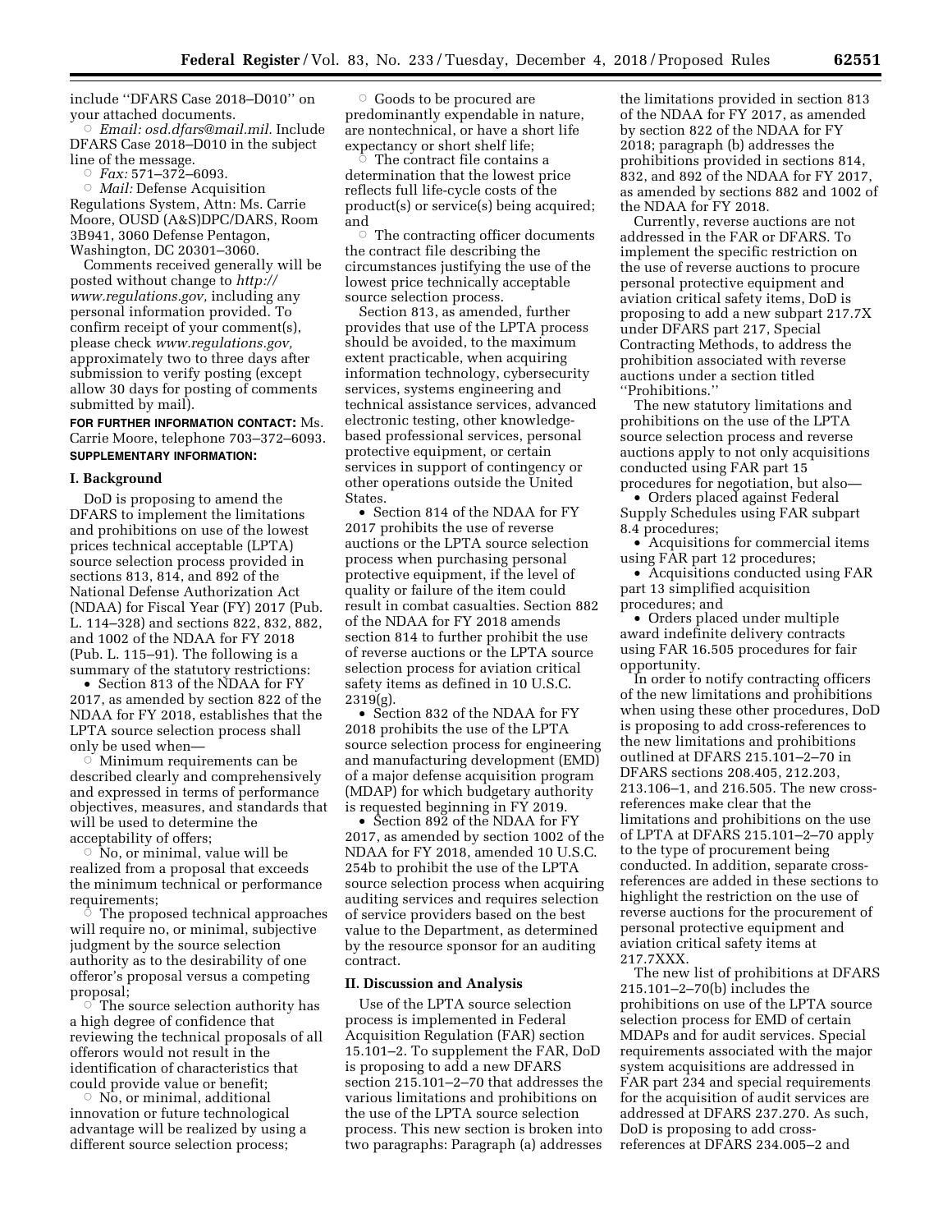include ''DFARS Case 2018–D010'' on your attached documents.

○ *Email: osd.dfars@mail.mil.* Include DFARS Case 2018–D010 in the subject line of the message.

○ *Fax:* 571–372–6093.

○ *Mail:* Defense Acquisition Regulations System, Attn: Ms. Carrie Moore, OUSD (A&S)DPC/DARS, Room 3B941, 3060 Defense Pentagon, Washington, DC 20301–3060.

Comments received generally will be posted without change to *http://www.regulations.gov,* including any personal information provided. To confirm receipt of your comment(s), please check *www.regulations.gov,* approximately two to three days after submission to verify posting (except allow 30 days for posting of comments submitted by mail).

**FOR FURTHER INFORMATION CONTACT:** Ms. Carrie Moore, telephone 703–372–6093.

**SUPPLEMENTARY INFORMATION:**

## I. Background

DoD is proposing to amend the DFARS to implement the limitations and prohibitions on use of the lowest prices technical acceptable (LPTA) source selection process provided in sections 813, 814, and 892 of the National Defense Authorization Act (NDAA) for Fiscal Year (FY) 2017 (Pub. L. 114–328) and sections 822, 832, 882, and 1002 of the NDAA for FY 2018 (Pub. L. 115–91). The following is a summary of the statutory restrictions:

• Section 813 of the NDAA for FY 2017, as amended by section 822 of the NDAA for FY 2018, establishes that the LPTA source selection process shall only be used when—

○ Minimum requirements can be described clearly and comprehensively and expressed in terms of performance objectives, measures, and standards that will be used to determine the acceptability of offers;

○ No, or minimal, value will be realized from a proposal that exceeds the minimum technical or performance requirements;

○ The proposed technical approaches will require no, or minimal, subjective judgment by the source selection authority as to the desirability of one offeror's proposal versus a competing proposal;

○ The source selection authority has a high degree of confidence that reviewing the technical proposals of all offerors would not result in the identification of characteristics that could provide value or benefit;

○ No, or minimal, additional innovation or future technological advantage will be realized by using a different source selection process;

○ Goods to be procured are predominantly expendable in nature, are nontechnical, or have a short life expectancy or short shelf life;

○ The contract file contains a determination that the lowest price reflects full life-cycle costs of the product(s) or service(s) being acquired; and

○ The contracting officer documents the contract file describing the circumstances justifying the use of the lowest price technically acceptable source selection process.

Section 813, as amended, further provides that use of the LPTA process should be avoided, to the maximum extent practicable, when acquiring information technology, cybersecurity services, systems engineering and technical assistance services, advanced electronic testing, other knowledge-based professional services, personal protective equipment, or certain services in support of contingency or other operations outside the United States.

• Section 814 of the NDAA for FY 2017 prohibits the use of reverse auctions or the LPTA source selection process when purchasing personal protective equipment, if the level of quality or failure of the item could result in combat casualties. Section 882 of the NDAA for FY 2018 amends section 814 to further prohibit the use of reverse auctions or the LPTA source selection process for aviation critical safety items as defined in 10 U.S.C. 2319(g).

• Section 832 of the NDAA for FY 2018 prohibits the use of the LPTA source selection process for engineering and manufacturing development (EMD) of a major defense acquisition program (MDAP) for which budgetary authority is requested beginning in FY 2019.

• Section 892 of the NDAA for FY 2017, as amended by section 1002 of the NDAA for FY 2018, amended 10 U.S.C. 254b to prohibit the use of the LPTA source selection process when acquiring auditing services and requires selection of service providers based on the best value to the Department, as determined by the resource sponsor for an auditing contract.

## II. Discussion and Analysis

Use of the LPTA source selection process is implemented in Federal Acquisition Regulation (FAR) section 15.101–2. To supplement the FAR, DoD is proposing to add a new DFARS section 215.101–2–70 that addresses the various limitations and prohibitions on the use of the LPTA source selection process. This new section is broken into two paragraphs: Paragraph (a) addresses the limitations provided in section 813 of the NDAA for FY 2017, as amended by section 822 of the NDAA for FY 2018; paragraph (b) addresses the prohibitions provided in sections 814, 832, and 892 of the NDAA for FY 2017, as amended by sections 882 and 1002 of the NDAA for FY 2018.

Currently, reverse auctions are not addressed in the FAR or DFARS. To implement the specific restriction on the use of reverse auctions to procure personal protective equipment and aviation critical safety items, DoD is proposing to add a new subpart 217.7X under DFARS part 217, Special Contracting Methods, to address the prohibition associated with reverse auctions under a section titled ''Prohibitions.''

The new statutory limitations and prohibitions on the use of the LPTA source selection process and reverse auctions apply to not only acquisitions conducted using FAR part 15 procedures for negotiation, but also—

• Orders placed against Federal Supply Schedules using FAR subpart 8.4 procedures;

• Acquisitions for commercial items using FAR part 12 procedures;

• Acquisitions conducted using FAR part 13 simplified acquisition procedures; and

• Orders placed under multiple award indefinite delivery contracts using FAR 16.505 procedures for fair opportunity.

In order to notify contracting officers of the new limitations and prohibitions when using these other procedures, DoD is proposing to add cross-references to the new limitations and prohibitions outlined at DFARS 215.101–2–70 in DFARS sections 208.405, 212.203, 213.106–1, and 216.505. The new cross-references make clear that the limitations and prohibitions on the use of LPTA at DFARS 215.101–2–70 apply to the type of procurement being conducted. In addition, separate cross-references are added in these sections to highlight the restriction on the use of reverse auctions for the procurement of personal protective equipment and aviation critical safety items at 217.7XXX.

The new list of prohibitions at DFARS 215.101–2–70(b) includes the prohibitions on use of the LPTA source selection process for EMD of certain MDAPs and for audit services. Special requirements associated with the major system acquisitions are addressed in FAR part 234 and special requirements for the acquisition of audit services are addressed at DFARS 237.270. As such, DoD is proposing to add cross-references at DFARS 234.005–2 and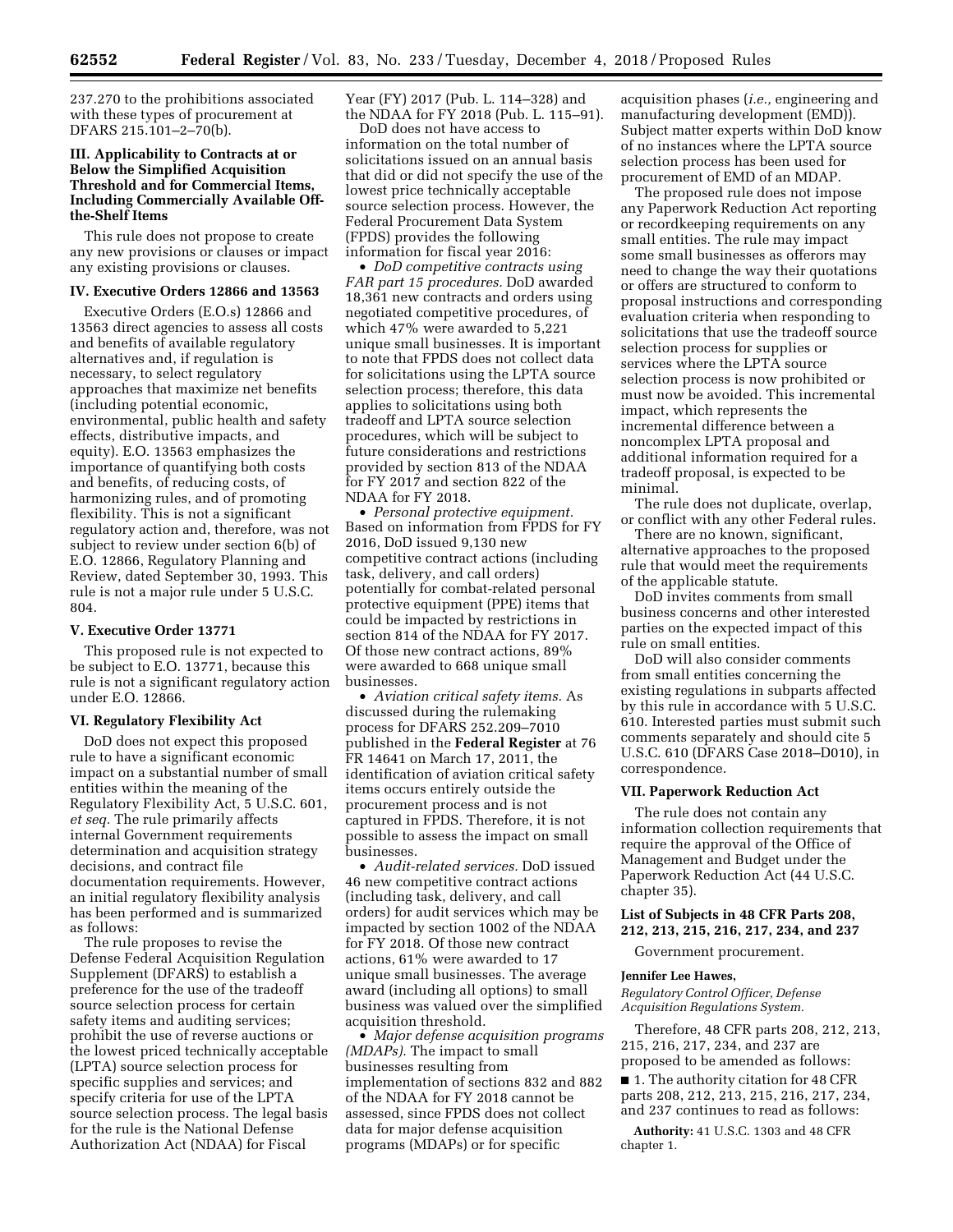237.270 to the prohibitions associated with these types of procurement at DFARS 215.101–2–70(b).

### III. Applicability to Contracts at or Below the Simplified Acquisition Threshold and for Commercial Items, Including Commercially Available Off-the-Shelf Items

This rule does not propose to create any new provisions or clauses or impact any existing provisions or clauses.

### IV. Executive Orders 12866 and 13563

Executive Orders (E.O.s) 12866 and 13563 direct agencies to assess all costs and benefits of available regulatory alternatives and, if regulation is necessary, to select regulatory approaches that maximize net benefits (including potential economic, environmental, public health and safety effects, distributive impacts, and equity). E.O. 13563 emphasizes the importance of quantifying both costs and benefits, of reducing costs, of harmonizing rules, and of promoting flexibility. This is not a significant regulatory action and, therefore, was not subject to review under section 6(b) of E.O. 12866, Regulatory Planning and Review, dated September 30, 1993. This rule is not a major rule under 5 U.S.C. 804.

### V. Executive Order 13771

This proposed rule is not expected to be subject to E.O. 13771, because this rule is not a significant regulatory action under E.O. 12866.

### VI. Regulatory Flexibility Act

DoD does not expect this proposed rule to have a significant economic impact on a substantial number of small entities within the meaning of the Regulatory Flexibility Act, 5 U.S.C. 601, *et seq.* The rule primarily affects internal Government requirements determination and acquisition strategy decisions, and contract file documentation requirements. However, an initial regulatory flexibility analysis has been performed and is summarized as follows:

The rule proposes to revise the Defense Federal Acquisition Regulation Supplement (DFARS) to establish a preference for the use of the tradeoff source selection process for certain safety items and auditing services; prohibit the use of reverse auctions or the lowest priced technically acceptable (LPTA) source selection process for specific supplies and services; and specify criteria for use of the LPTA source selection process. The legal basis for the rule is the National Defense Authorization Act (NDAA) for Fiscal Year (FY) 2017 (Pub. L. 114–328) and the NDAA for FY 2018 (Pub. L. 115–91).

DoD does not have access to information on the total number of solicitations issued on an annual basis that did or did not specify the use of the lowest price technically acceptable source selection process. However, the Federal Procurement Data System (FPDS) provides the following information for fiscal year 2016:

- *DoD competitive contracts using FAR part 15 procedures.* DoD awarded 18,361 new contracts and orders using negotiated competitive procedures, of which 47% were awarded to 5,221 unique small businesses. It is important to note that FPDS does not collect data for solicitations using the LPTA source selection process; therefore, this data applies to solicitations using both tradeoff and LPTA source selection procedures, which will be subject to future considerations and restrictions provided by section 813 of the NDAA for FY 2017 and section 822 of the NDAA for FY 2018.
- *Personal protective equipment.* Based on information from FPDS for FY 2016, DoD issued 9,130 new competitive contract actions (including task, delivery, and call orders) potentially for combat-related personal protective equipment (PPE) items that could be impacted by restrictions in section 814 of the NDAA for FY 2017. Of those new contract actions, 89% were awarded to 668 unique small businesses.
- *Aviation critical safety items.* As discussed during the rulemaking process for DFARS 252.209–7010 published in the **Federal Register** at 76 FR 14641 on March 17, 2011, the identification of aviation critical safety items occurs entirely outside the procurement process and is not captured in FPDS. Therefore, it is not possible to assess the impact on small businesses.
- *Audit-related services.* DoD issued 46 new competitive contract actions (including task, delivery, and call orders) for audit services which may be impacted by section 1002 of the NDAA for FY 2018. Of those new contract actions, 61% were awarded to 17 unique small businesses. The average award (including all options) to small business was valued over the simplified acquisition threshold.
- *Major defense acquisition programs (MDAPs).* The impact to small businesses resulting from implementation of sections 832 and 882 of the NDAA for FY 2018 cannot be assessed, since FPDS does not collect data for major defense acquisition programs (MDAPs) or for specific acquisition phases (*i.e.,* engineering and manufacturing development (EMD)). Subject matter experts within DoD know of no instances where the LPTA source selection process has been used for procurement of EMD of an MDAP.

The proposed rule does not impose any Paperwork Reduction Act reporting or recordkeeping requirements on any small entities. The rule may impact some small businesses as offerors may need to change the way their quotations or offers are structured to conform to proposal instructions and corresponding evaluation criteria when responding to solicitations that use the tradeoff source selection process for supplies or services where the LPTA source selection process is now prohibited or must now be avoided. This incremental impact, which represents the incremental difference between a noncomplex LPTA proposal and additional information required for a tradeoff proposal, is expected to be minimal.

The rule does not duplicate, overlap, or conflict with any other Federal rules.

There are no known, significant, alternative approaches to the proposed rule that would meet the requirements of the applicable statute.

DoD invites comments from small business concerns and other interested parties on the expected impact of this rule on small entities.

DoD will also consider comments from small entities concerning the existing regulations in subparts affected by this rule in accordance with 5 U.S.C. 610. Interested parties must submit such comments separately and should cite 5 U.S.C. 610 (DFARS Case 2018–D010), in correspondence.

### VII. Paperwork Reduction Act

The rule does not contain any information collection requirements that require the approval of the Office of Management and Budget under the Paperwork Reduction Act (44 U.S.C. chapter 35).

### List of Subjects in 48 CFR Parts 208, 212, 213, 215, 216, 217, 234, and 237

Government procurement.

**Jennifer Lee Hawes,**

*Regulatory Control Officer, Defense Acquisition Regulations System.*

Therefore, 48 CFR parts 208, 212, 213, 215, 216, 217, 234, and 237 are proposed to be amended as follows:

■ 1. The authority citation for 48 CFR parts 208, 212, 213, 215, 216, 217, 234, and 237 continues to read as follows:

**Authority:** 41 U.S.C. 1303 and 48 CFR chapter 1.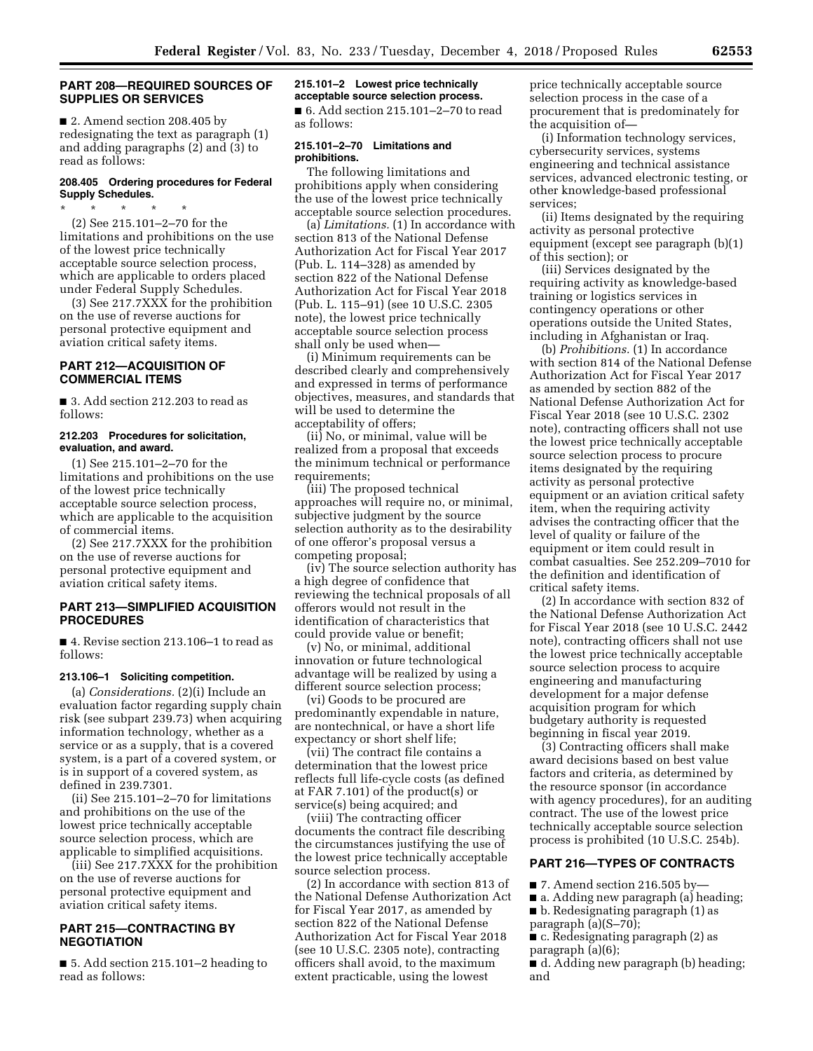## PART 208—REQUIRED SOURCES OF SUPPLIES OR SERVICES

■ 2. Amend section 208.405 by redesignating the text as paragraph (1) and adding paragraphs (2) and (3) to read as follows:

### 208.405 Ordering procedures for Federal Supply Schedules.

\* \* \* \* \*

(2) See 215.101–2–70 for the limitations and prohibitions on the use of the lowest price technically acceptable source selection process, which are applicable to orders placed under Federal Supply Schedules.

(3) See 217.7XXX for the prohibition on the use of reverse auctions for personal protective equipment and aviation critical safety items.

## PART 212—ACQUISITION OF COMMERCIAL ITEMS

■ 3. Add section 212.203 to read as follows:

### 212.203 Procedures for solicitation, evaluation, and award.

(1) See 215.101–2–70 for the limitations and prohibitions on the use of the lowest price technically acceptable source selection process, which are applicable to the acquisition of commercial items.

(2) See 217.7XXX for the prohibition on the use of reverse auctions for personal protective equipment and aviation critical safety items.

## PART 213—SIMPLIFIED ACQUISITION PROCEDURES

■ 4. Revise section 213.106–1 to read as follows:

### 213.106–1 Soliciting competition.

(a) *Considerations.* (2)(i) Include an evaluation factor regarding supply chain risk (see subpart 239.73) when acquiring information technology, whether as a service or as a supply, that is a covered system, is a part of a covered system, or is in support of a covered system, as defined in 239.7301.

(ii) See 215.101–2–70 for limitations and prohibitions on the use of the lowest price technically acceptable source selection process, which are applicable to simplified acquisitions.

(iii) See 217.7XXX for the prohibition on the use of reverse auctions for personal protective equipment and aviation critical safety items.

## PART 215—CONTRACTING BY NEGOTIATION

■ 5. Add section 215.101–2 heading to read as follows:

### 215.101–2 Lowest price technically acceptable source selection process.

■ 6. Add section 215.101–2–70 to read as follows:

### 215.101–2–70 Limitations and prohibitions.

The following limitations and prohibitions apply when considering the use of the lowest price technically acceptable source selection procedures.

(a) *Limitations.* (1) In accordance with section 813 of the National Defense Authorization Act for Fiscal Year 2017 (Pub. L. 114–328) as amended by section 822 of the National Defense Authorization Act for Fiscal Year 2018 (Pub. L. 115–91) (see 10 U.S.C. 2305 note), the lowest price technically acceptable source selection process shall only be used when—

(i) Minimum requirements can be described clearly and comprehensively and expressed in terms of performance objectives, measures, and standards that will be used to determine the acceptability of offers;

(ii) No, or minimal, value will be realized from a proposal that exceeds the minimum technical or performance requirements;

(iii) The proposed technical approaches will require no, or minimal, subjective judgment by the source selection authority as to the desirability of one offeror's proposal versus a competing proposal;

(iv) The source selection authority has a high degree of confidence that reviewing the technical proposals of all offerors would not result in the identification of characteristics that could provide value or benefit;

(v) No, or minimal, additional innovation or future technological advantage will be realized by using a different source selection process;

(vi) Goods to be procured are predominantly expendable in nature, are nontechnical, or have a short life expectancy or short shelf life;

(vii) The contract file contains a determination that the lowest price reflects full life-cycle costs (as defined at FAR 7.101) of the product(s) or service(s) being acquired; and

(viii) The contracting officer documents the contract file describing the circumstances justifying the use of the lowest price technically acceptable source selection process.

(2) In accordance with section 813 of the National Defense Authorization Act for Fiscal Year 2017, as amended by section 822 of the National Defense Authorization Act for Fiscal Year 2018 (see 10 U.S.C. 2305 note), contracting officers shall avoid, to the maximum extent practicable, using the lowest price technically acceptable source selection process in the case of a procurement that is predominately for the acquisition of—

(i) Information technology services, cybersecurity services, systems engineering and technical assistance services, advanced electronic testing, or other knowledge-based professional services;

(ii) Items designated by the requiring activity as personal protective equipment (except see paragraph (b)(1) of this section); or

(iii) Services designated by the requiring activity as knowledge-based training or logistics services in contingency operations or other operations outside the United States, including in Afghanistan or Iraq.

(b) *Prohibitions.* (1) In accordance with section 814 of the National Defense Authorization Act for Fiscal Year 2017 as amended by section 882 of the National Defense Authorization Act for Fiscal Year 2018 (see 10 U.S.C. 2302 note), contracting officers shall not use the lowest price technically acceptable source selection process to procure items designated by the requiring activity as personal protective equipment or an aviation critical safety item, when the requiring activity advises the contracting officer that the level of quality or failure of the equipment or item could result in combat casualties. See 252.209–7010 for the definition and identification of critical safety items.

(2) In accordance with section 832 of the National Defense Authorization Act for Fiscal Year 2018 (see 10 U.S.C. 2442 note), contracting officers shall not use the lowest price technically acceptable source selection process to acquire engineering and manufacturing development for a major defense acquisition program for which budgetary authority is requested beginning in fiscal year 2019.

(3) Contracting officers shall make award decisions based on best value factors and criteria, as determined by the resource sponsor (in accordance with agency procedures), for an auditing contract. The use of the lowest price technically acceptable source selection process is prohibited (10 U.S.C. 254b).

## PART 216—TYPES OF CONTRACTS

■ 7. Amend section 216.505 by—

■ a. Adding new paragraph (a) heading;

■ b. Redesignating paragraph (1) as paragraph (a)(S–70);

■ c. Redesignating paragraph (2) as paragraph (a)(6);

■ d. Adding new paragraph (b) heading; and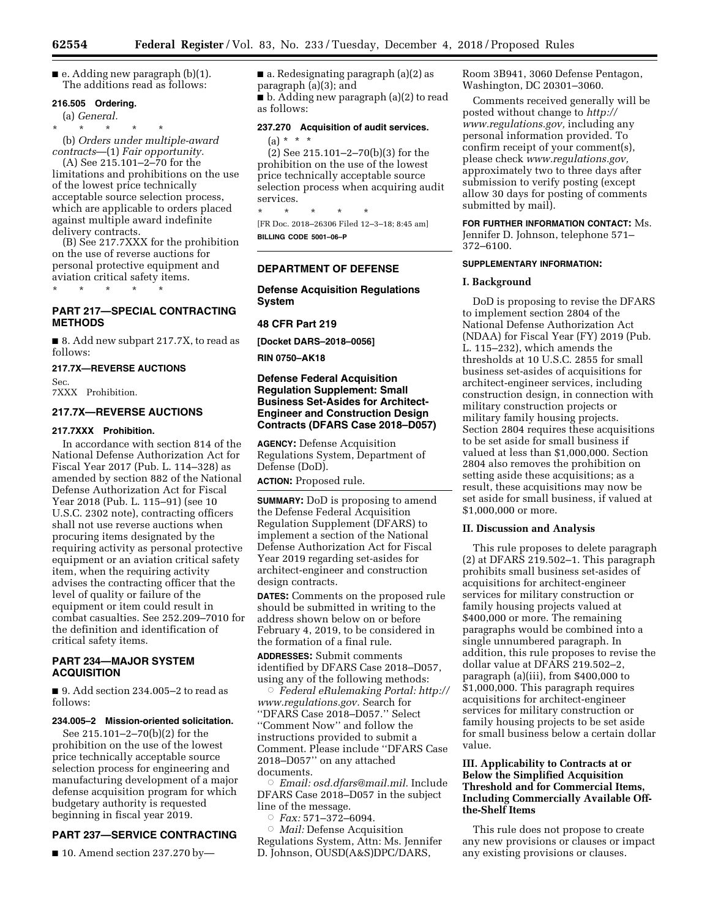■ e. Adding new paragraph (b)(1).

The additions read as follows:

**216.505 Ordering.**

(a) *General.*

\* \* \* \* \*

(b) *Orders under multiple-award contracts*—(1) *Fair opportunity.*

(A) See 215.101–2–70 for the limitations and prohibitions on the use of the lowest price technically acceptable source selection process, which are applicable to orders placed against multiple award indefinite delivery contracts.

(B) See 217.7XXX for the prohibition on the use of reverse auctions for personal protective equipment and aviation critical safety items.

\* \* \* \* \*

## PART 217—SPECIAL CONTRACTING METHODS

■ 8. Add new subpart 217.7X, to read as follows:

**217.7X—REVERSE AUCTIONS**

Sec.
7XXX Prohibition.

## 217.7X—REVERSE AUCTIONS

**217.7XXX Prohibition.**

In accordance with section 814 of the National Defense Authorization Act for Fiscal Year 2017 (Pub. L. 114–328) as amended by section 882 of the National Defense Authorization Act for Fiscal Year 2018 (Pub. L. 115–91) (see 10 U.S.C. 2302 note), contracting officers shall not use reverse auctions when procuring items designated by the requiring activity as personal protective equipment or an aviation critical safety item, when the requiring activity advises the contracting officer that the level of quality or failure of the equipment or item could result in combat casualties. See 252.209–7010 for the definition and identification of critical safety items.

## PART 234—MAJOR SYSTEM ACQUISITION

■ 9. Add section 234.005–2 to read as follows:

**234.005–2 Mission-oriented solicitation.**

See 215.101–2–70(b)(2) for the prohibition on the use of the lowest price technically acceptable source selection process for engineering and manufacturing development of a major defense acquisition program for which budgetary authority is requested beginning in fiscal year 2019.

## PART 237—SERVICE CONTRACTING

■ 10. Amend section 237.270 by—

■ a. Redesignating paragraph (a)(2) as paragraph (a)(3); and

■ b. Adding new paragraph (a)(2) to read as follows:

**237.270 Acquisition of audit services.**

(a) \* \* \*

(2) See 215.101–2–70(b)(3) for the prohibition on the use of the lowest price technically acceptable source selection process when acquiring audit services.

\* \* \* \* \*

[FR Doc. 2018–26306 Filed 12–3–18; 8:45 am]

**BILLING CODE 5001–06–P**

---

## DEPARTMENT OF DEFENSE

### Defense Acquisition Regulations System

### 48 CFR Part 219

**[Docket DARS–2018–0056]**

**RIN 0750–AK18**

### Defense Federal Acquisition Regulation Supplement: Small Business Set-Asides for Architect-Engineer and Construction Design Contracts (DFARS Case 2018–D057)

**AGENCY:** Defense Acquisition Regulations System, Department of Defense (DoD).

**ACTION:** Proposed rule.

**SUMMARY:** DoD is proposing to amend the Defense Federal Acquisition Regulation Supplement (DFARS) to implement a section of the National Defense Authorization Act for Fiscal Year 2019 regarding set-asides for architect-engineer and construction design contracts.

**DATES:** Comments on the proposed rule should be submitted in writing to the address shown below on or before February 4, 2019, to be considered in the formation of a final rule.

**ADDRESSES:** Submit comments identified by DFARS Case 2018–D057, using any of the following methods:

- *Federal eRulemaking Portal: http://www.regulations.gov.* Search for "DFARS Case 2018–D057." Select "Comment Now" and follow the instructions provided to submit a Comment. Please include "DFARS Case 2018–D057" on any attached documents.
- *Email: osd.dfars@mail.mil.* Include DFARS Case 2018–D057 in the subject line of the message.
- *Fax:* 571–372–6094.
- *Mail:* Defense Acquisition Regulations System, Attn: Ms. Jennifer D. Johnson, OUSD(A&S)DPC/DARS, Room 3B941, 3060 Defense Pentagon, Washington, DC 20301–3060.

Comments received generally will be posted without change to *http://www.regulations.gov,* including any personal information provided. To confirm receipt of your comment(s), please check *www.regulations.gov,* approximately two to three days after submission to verify posting (except allow 30 days for posting of comments submitted by mail).

**FOR FURTHER INFORMATION CONTACT:** Ms. Jennifer D. Johnson, telephone 571–372–6100.

**SUPPLEMENTARY INFORMATION:**

**I. Background**

DoD is proposing to revise the DFARS to implement section 2804 of the National Defense Authorization Act (NDAA) for Fiscal Year (FY) 2019 (Pub. L. 115–232), which amends the thresholds at 10 U.S.C. 2855 for small business set-asides of acquisitions for architect-engineer services, including construction design, in connection with military construction projects or military family housing projects. Section 2804 requires these acquisitions to be set aside for small business if valued at less than $1,000,000. Section 2804 also removes the prohibition on setting aside these acquisitions; as a result, these acquisitions may now be set aside for small business, if valued at $1,000,000 or more.

**II. Discussion and Analysis**

This rule proposes to delete paragraph (2) at DFARS 219.502–1. This paragraph prohibits small business set-asides of acquisitions for architect-engineer services for military construction or family housing projects valued at $400,000 or more. The remaining paragraphs would be combined into a single unnumbered paragraph. In addition, this rule proposes to revise the dollar value at DFARS 219.502–2, paragraph (a)(iii), from $400,000 to $1,000,000. This paragraph requires acquisitions for architect-engineer services for military construction or family housing projects to be set aside for small business below a certain dollar value.

**III. Applicability to Contracts at or Below the Simplified Acquisition Threshold and for Commercial Items, Including Commercially Available Off-the-Shelf Items**

This rule does not propose to create any new provisions or clauses or impact any existing provisions or clauses.